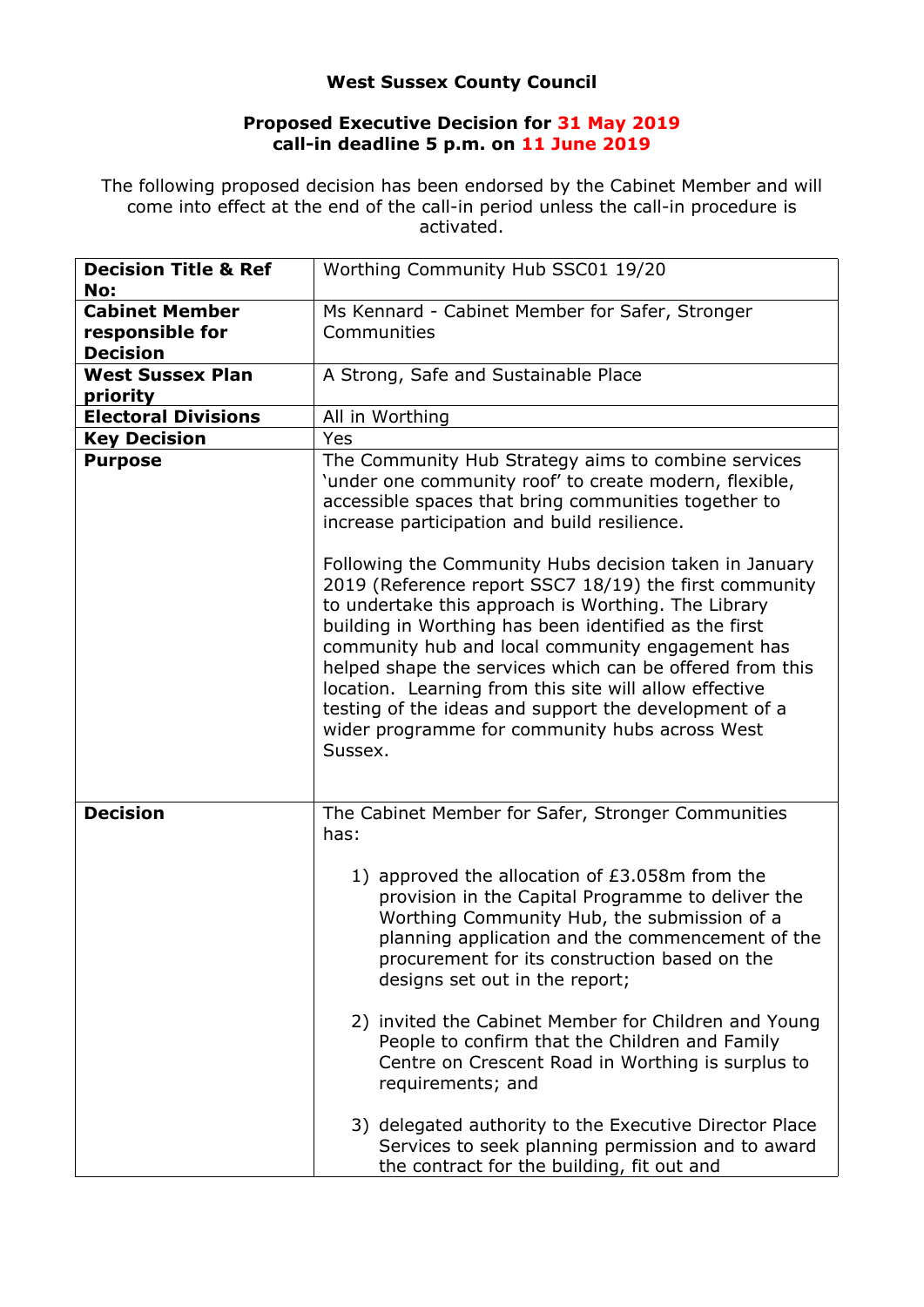**West Sussex County Council**

**Proposed Executive Decision for 31 May 2019**
**call-in deadline 5 p.m. on 11 June 2019**

The following proposed decision has been endorsed by the Cabinet Member and will come into effect at the end of the call-in period unless the call-in procedure is activated.

| **Decision Title & Ref No:** | Worthing Community Hub SSC01 19/20 |
|---|---|
| **Cabinet Member responsible for Decision** | Ms Kennard - Cabinet Member for Safer, Stronger Communities |
| **West Sussex Plan priority** | A Strong, Safe and Sustainable Place |
| **Electoral Divisions** | All in Worthing |
| **Key Decision** | Yes |
| **Purpose** | The Community Hub Strategy aims to combine services 'under one community roof' to create modern, flexible, accessible spaces that bring communities together to increase participation and build resilience.<br><br>Following the Community Hubs decision taken in January 2019 (Reference report SSC7 18/19) the first community to undertake this approach is Worthing. The Library building in Worthing has been identified as the first community hub and local community engagement has helped shape the services which can be offered from this location. Learning from this site will allow effective testing of the ideas and support the development of a wider programme for community hubs across West Sussex. |
| **Decision** | The Cabinet Member for Safer, Stronger Communities has:<br><br>1) approved the allocation of £3.058m from the provision in the Capital Programme to deliver the Worthing Community Hub, the submission of a planning application and the commencement of the procurement for its construction based on the designs set out in the report;<br><br>2) invited the Cabinet Member for Children and Young People to confirm that the Children and Family Centre on Crescent Road in Worthing is surplus to requirements; and<br><br>3) delegated authority to the Executive Director Place Services to seek planning permission and to award the contract for the building, fit out and |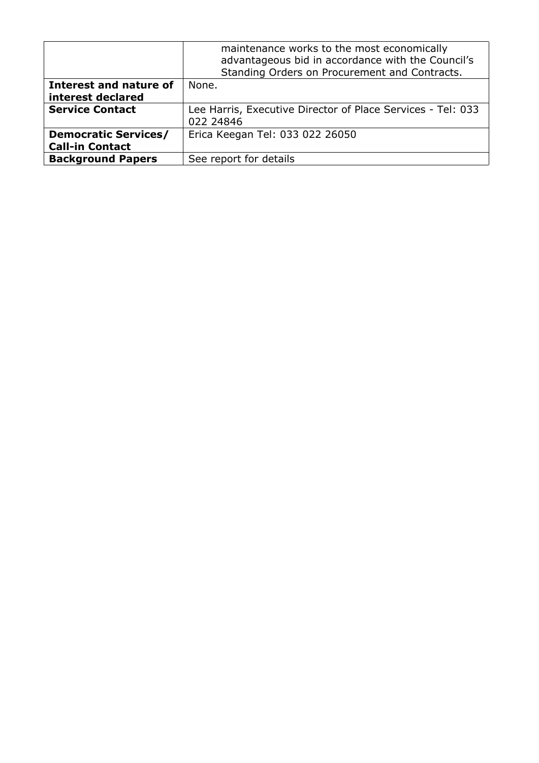| | |
|---|---|
| | maintenance works to the most economically advantageous bid in accordance with the Council's Standing Orders on Procurement and Contracts. |
| **Interest and nature of interest declared** | None. |
| **Service Contact** | Lee Harris, Executive Director of Place Services - Tel: 033 022 24846 |
| **Democratic Services/ Call-in Contact** | Erica Keegan Tel: 033 022 26050 |
| **Background Papers** | See report for details |